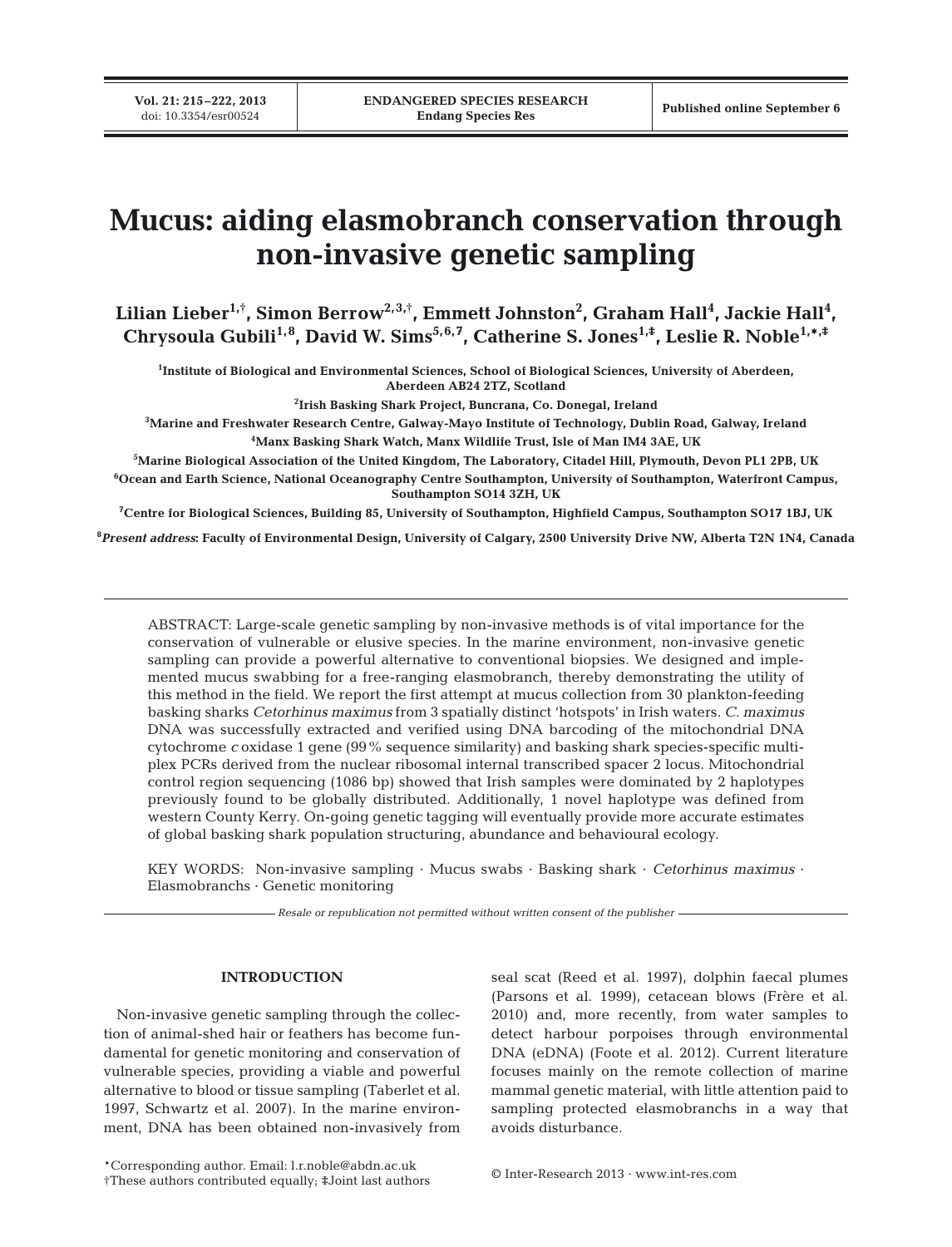# Mucus: aiding elasmobranch conservation through non-invasive genetic sampling

**Lilian Lieber[1,†], Simon Berrow[2,3,†], Emmett Johnston[2], Graham Hall[4], Jackie Hall[4], Chrysoula Gubili[1,8], David W. Sims[5,6,7], Catherine S. Jones[1,‡], Leslie R. Noble[1,*,‡]**

[1]Institute of Biological and Environmental Sciences, School of Biological Sciences, University of Aberdeen, Aberdeen AB24 2TZ, Scotland

[2]Irish Basking Shark Project, Buncrana, Co. Donegal, Ireland

[3]Marine and Freshwater Research Centre, Galway-Mayo Institute of Technology, Dublin Road, Galway, Ireland

[4]Manx Basking Shark Watch, Manx Wildlife Trust, Isle of Man IM4 3AE, UK

[5]Marine Biological Association of the United Kingdom, The Laboratory, Citadel Hill, Plymouth, Devon PL1 2PB, UK

[6]Ocean and Earth Science, National Oceanography Centre Southampton, University of Southampton, Waterfront Campus, Southampton SO14 3ZH, UK

[7]Centre for Biological Sciences, Building 85, University of Southampton, Highfield Campus, Southampton SO17 1BJ, UK

[8]*Present address*: Faculty of Environmental Design, University of Calgary, 2500 University Drive NW, Alberta T2N 1N4, Canada

ABSTRACT: Large-scale genetic sampling by non-invasive methods is of vital importance for the conservation of vulnerable or elusive species. In the marine environment, non-invasive genetic sampling can provide a powerful alternative to conventional biopsies. We designed and implemented mucus swabbing for a free-ranging elasmobranch, thereby demonstrating the utility of this method in the field. We report the first attempt at mucus collection from 30 plankton-feeding basking sharks *Cetorhinus maximus* from 3 spatially distinct 'hotspots' in Irish waters. *C. maximus* DNA was successfully extracted and verified using DNA barcoding of the mitochondrial DNA cytochrome *c* oxidase 1 gene (99% sequence similarity) and basking shark species-specific multiplex PCRs derived from the nuclear ribosomal internal transcribed spacer 2 locus. Mitochondrial control region sequencing (1086 bp) showed that Irish samples were dominated by 2 haplotypes previously found to be globally distributed. Additionally, 1 novel haplotype was defined from western County Kerry. On-going genetic tagging will eventually provide more accurate estimates of global basking shark population structuring, abundance and behavioural ecology.

KEY WORDS: Non-invasive sampling · Mucus swabs · Basking shark · *Cetorhinus maximus* · Elasmobranchs · Genetic monitoring

*Resale or republication not permitted without written consent of the publisher*

## INTRODUCTION

Non-invasive genetic sampling through the collection of animal-shed hair or feathers has become fundamental for genetic monitoring and conservation of vulnerable species, providing a viable and powerful alternative to blood or tissue sampling (Taberlet et al. 1997, Schwartz et al. 2007). In the marine environment, DNA has been obtained non-invasively from seal scat (Reed et al. 1997), dolphin faecal plumes (Parsons et al. 1999), cetacean blows (Frère et al. 2010) and, more recently, from water samples to detect harbour porpoises through environmental DNA (eDNA) (Foote et al. 2012). Current literature focuses mainly on the remote collection of marine mammal genetic material, with little attention paid to sampling protected elasmobranchs in a way that avoids disturbance.

*Corresponding author. Email: l.r.noble@abdn.ac.uk
†These authors contributed equally; ‡Joint last authors

© Inter-Research 2013 · www.int-res.com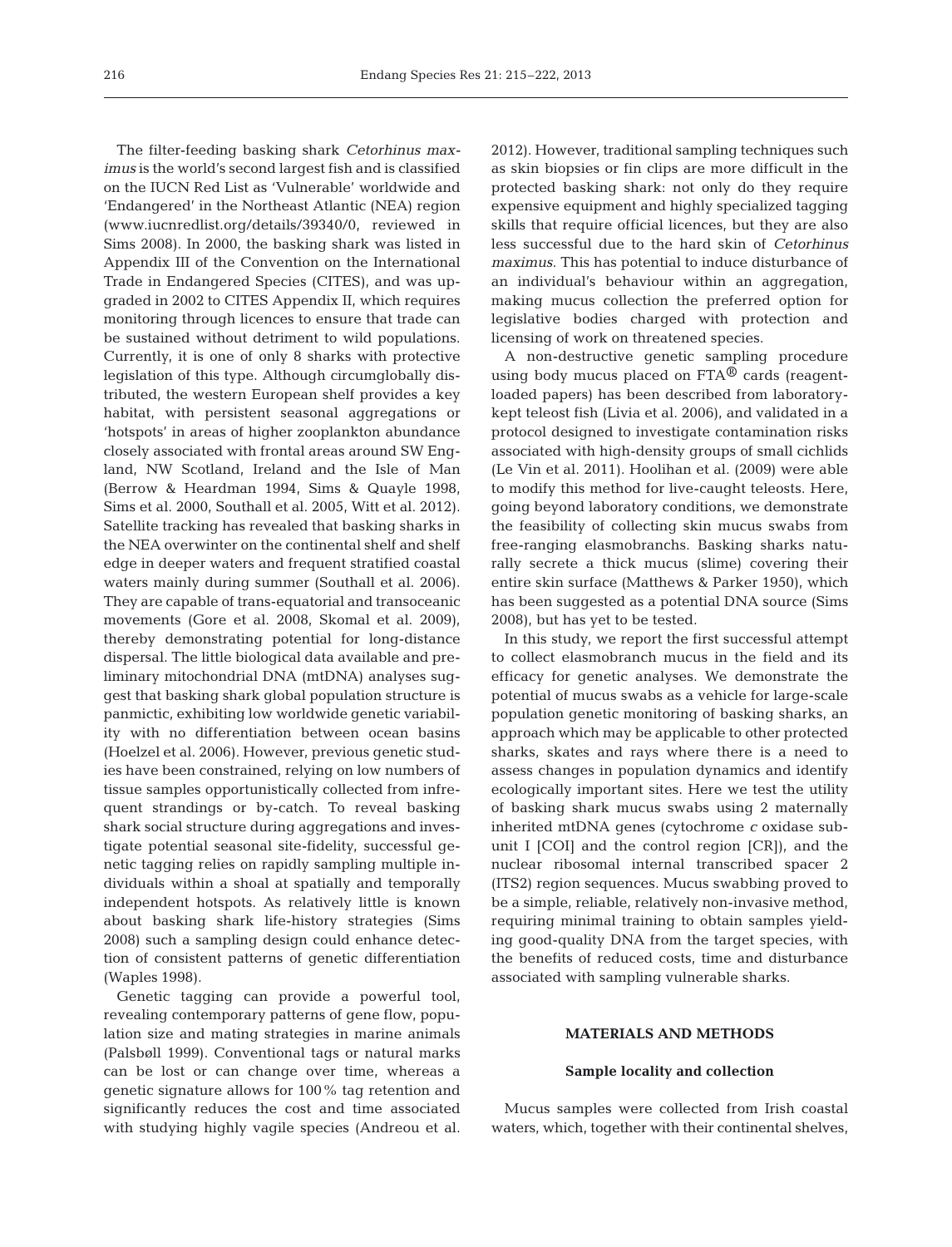The filter-feeding basking shark *Cetorhinus maximus* is the world's second largest fish and is classified on the IUCN Red List as 'Vulnerable' worldwide and 'Endangered' in the Northeast Atlantic (NEA) region (www.iucnredlist.org/details/39340/0, reviewed in Sims 2008). In 2000, the basking shark was listed in Appendix III of the Convention on the International Trade in Endangered Species (CITES), and was upgraded in 2002 to CITES Appendix II, which requires monitoring through licences to ensure that trade can be sustained without detriment to wild populations. Currently, it is one of only 8 sharks with protective legislation of this type. Although circumglobally distributed, the western European shelf provides a key habitat, with persistent seasonal aggregations or 'hotspots' in areas of higher zooplankton abundance closely associated with frontal areas around SW England, NW Scotland, Ireland and the Isle of Man (Berrow & Heardman 1994, Sims & Quayle 1998, Sims et al. 2000, Southall et al. 2005, Witt et al. 2012). Satellite tracking has revealed that basking sharks in the NEA overwinter on the continental shelf and shelf edge in deeper waters and frequent stratified coastal waters mainly during summer (Southall et al. 2006). They are capable of trans-equatorial and transoceanic movements (Gore et al. 2008, Skomal et al. 2009), thereby demonstrating potential for long-distance dispersal. The little biological data available and preliminary mitochondrial DNA (mtDNA) analyses suggest that basking shark global population structure is panmictic, exhibiting low worldwide genetic variability with no differentiation between ocean basins (Hoelzel et al. 2006). However, previous genetic studies have been constrained, relying on low numbers of tissue samples opportunistically collected from infrequent strandings or by-catch. To reveal basking shark social structure during aggregations and investigate potential seasonal site-fidelity, successful genetic tagging relies on rapidly sampling multiple individuals within a shoal at spatially and temporally independent hotspots. As relatively little is known about basking shark life-history strategies (Sims 2008) such a sampling design could enhance detection of consistent patterns of genetic differentiation (Waples 1998).

Genetic tagging can provide a powerful tool, revealing contemporary patterns of gene flow, population size and mating strategies in marine animals (Palsbøll 1999). Conventional tags or natural marks can be lost or can change over time, whereas a genetic signature allows for 100% tag retention and significantly reduces the cost and time associated with studying highly vagile species (Andreou et al. 2012). However, traditional sampling techniques such as skin biopsies or fin clips are more difficult in the protected basking shark: not only do they require expensive equipment and highly specialized tagging skills that require official licences, but they are also less successful due to the hard skin of *Cetorhinus maximus*. This has potential to induce disturbance of an individual's behaviour within an aggregation, making mucus collection the preferred option for legislative bodies charged with protection and licensing of work on threatened species.

A non-destructive genetic sampling procedure using body mucus placed on FTA® cards (reagent-loaded papers) has been described from laboratory-kept teleost fish (Livia et al. 2006), and validated in a protocol designed to investigate contamination risks associated with high-density groups of small cichlids (Le Vin et al. 2011). Hoolihan et al. (2009) were able to modify this method for live-caught teleosts. Here, going beyond laboratory conditions, we demonstrate the feasibility of collecting skin mucus swabs from free-ranging elasmobranchs. Basking sharks naturally secrete a thick mucus (slime) covering their entire skin surface (Matthews & Parker 1950), which has been suggested as a potential DNA source (Sims 2008), but has yet to be tested.

In this study, we report the first successful attempt to collect elasmobranch mucus in the field and its efficacy for genetic analyses. We demonstrate the potential of mucus swabs as a vehicle for large-scale population genetic monitoring of basking sharks, an approach which may be applicable to other protected sharks, skates and rays where there is a need to assess changes in population dynamics and identify ecologically important sites. Here we test the utility of basking shark mucus swabs using 2 maternally inherited mtDNA genes (cytochrome *c* oxidase subunit I [COI] and the control region [CR]), and the nuclear ribosomal internal transcribed spacer 2 (ITS2) region sequences. Mucus swabbing proved to be a simple, reliable, relatively non-invasive method, requiring minimal training to obtain samples yielding good-quality DNA from the target species, with the benefits of reduced costs, time and disturbance associated with sampling vulnerable sharks.

## MATERIALS AND METHODS

### Sample locality and collection

Mucus samples were collected from Irish coastal waters, which, together with their continental shelves,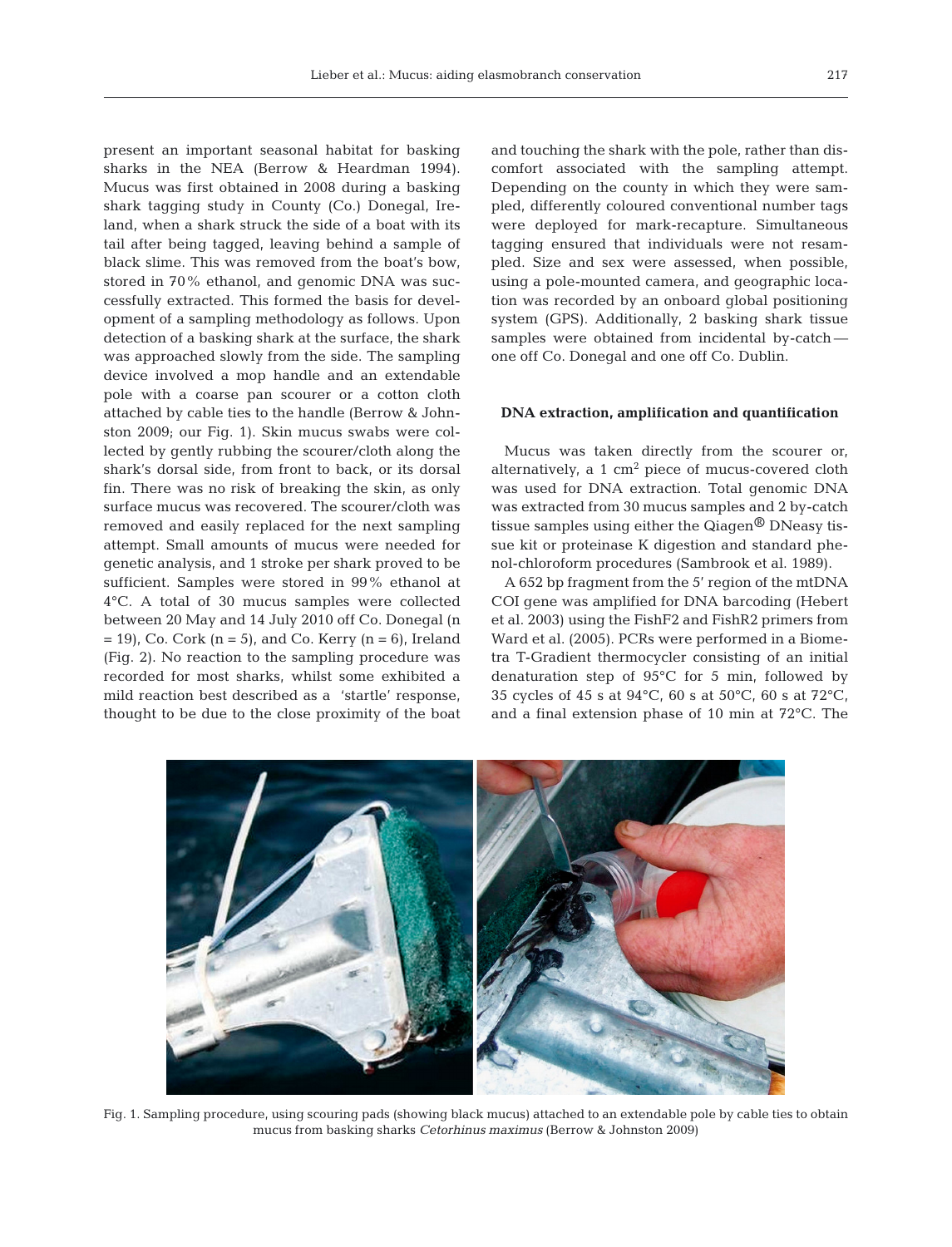present an important seasonal habitat for basking sharks in the NEA (Berrow & Heardman 1994). Mucus was first obtained in 2008 during a basking shark tagging study in County (Co.) Donegal, Ireland, when a shark struck the side of a boat with its tail after being tagged, leaving behind a sample of black slime. This was removed from the boat's bow, stored in 70% ethanol, and genomic DNA was successfully extracted. This formed the basis for development of a sampling methodology as follows. Upon detection of a basking shark at the surface, the shark was approached slowly from the side. The sampling device involved a mop handle and an extendable pole with a coarse pan scourer or a cotton cloth attached by cable ties to the handle (Berrow & Johnston 2009; our Fig. 1). Skin mucus swabs were collected by gently rubbing the scourer/cloth along the shark's dorsal side, from front to back, or its dorsal fin. There was no risk of breaking the skin, as only surface mucus was recovered. The scourer/cloth was removed and easily replaced for the next sampling attempt. Small amounts of mucus were needed for genetic analysis, and 1 stroke per shark proved to be sufficient. Samples were stored in 99% ethanol at 4°C. A total of 30 mucus samples were collected between 20 May and 14 July 2010 off Co. Donegal (n = 19), Co. Cork (n = 5), and Co. Kerry (n = 6), Ireland (Fig. 2). No reaction to the sampling procedure was recorded for most sharks, whilst some exhibited a mild reaction best described as a 'startle' response, thought to be due to the close proximity of the boat and touching the shark with the pole, rather than discomfort associated with the sampling attempt. Depending on the county in which they were sampled, differently coloured conventional number tags were deployed for mark-recapture. Simultaneous tagging ensured that individuals were not resampled. Size and sex were assessed, when possible, using a pole-mounted camera, and geographic location was recorded by an onboard global positioning system (GPS). Additionally, 2 basking shark tissue samples were obtained from incidental by-catch—one off Co. Donegal and one off Co. Dublin.

### DNA extraction, amplification and quantification

Mucus was taken directly from the scourer or, alternatively, a 1 cm$^2$ piece of mucus-covered cloth was used for DNA extraction. Total genomic DNA was extracted from 30 mucus samples and 2 by-catch tissue samples using either the Qiagen® DNeasy tissue kit or proteinase K digestion and standard phenol-chloroform procedures (Sambrook et al. 1989).

A 652 bp fragment from the 5′ region of the mtDNA COI gene was amplified for DNA barcoding (Hebert et al. 2003) using the FishF2 and FishR2 primers from Ward et al. (2005). PCRs were performed in a Biometra T-Gradient thermocycler consisting of an initial denaturation step of 95°C for 5 min, followed by 35 cycles of 45 s at 94°C, 60 s at 50°C, 60 s at 72°C, and a final extension phase of 10 min at 72°C. The

Fig. 1. Sampling procedure, using scouring pads (showing black mucus) attached to an extendable pole by cable ties to obtain mucus from basking sharks *Cetorhinus maximus* (Berrow & Johnston 2009)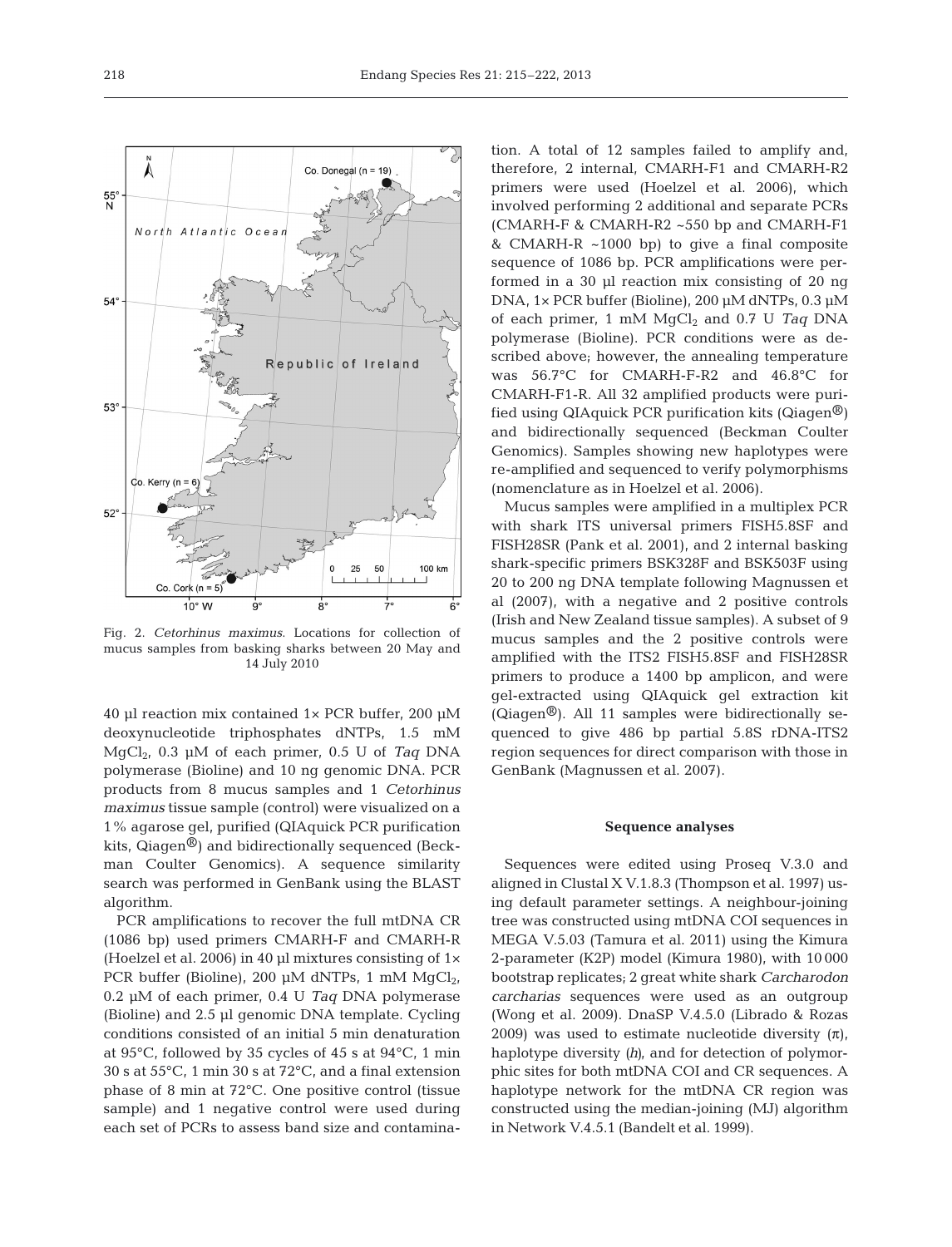Fig. 2. *Cetorhinus maximus*. Locations for collection of mucus samples from basking sharks between 20 May and 14 July 2010

40 µl reaction mix contained 1× PCR buffer, 200 µM deoxynucleotide triphosphates dNTPs, 1.5 mM $MgCl_2$, 0.3 µM of each primer, 0.5 U of *Taq* DNA polymerase (Bioline) and 10 ng genomic DNA. PCR products from 8 mucus samples and 1 *Cetorhinus maximus* tissue sample (control) were visualized on a 1% agarose gel, purified (QIAquick PCR purification kits, Qiagen®) and bidirectionally sequenced (Beckman Coulter Genomics). A sequence similarity search was performed in GenBank using the BLAST algorithm.

PCR amplifications to recover the full mtDNA CR (1086 bp) used primers CMARH-F and CMARH-R (Hoelzel et al. 2006) in 40 µl mixtures consisting of 1× PCR buffer (Bioline), 200 µM dNTPs, 1 mM $MgCl_2$, 0.2 µM of each primer, 0.4 U *Taq* DNA polymerase (Bioline) and 2.5 µl genomic DNA template. Cycling conditions consisted of an initial 5 min denaturation at 95°C, followed by 35 cycles of 45 s at 94°C, 1 min 30 s at 55°C, 1 min 30 s at 72°C, and a final extension phase of 8 min at 72°C. One positive control (tissue sample) and 1 negative control were used during each set of PCRs to assess band size and contamination. A total of 12 samples failed to amplify and, therefore, 2 internal, CMARH-F1 and CMARH-R2 primers were used (Hoelzel et al. 2006), which involved performing 2 additional and separate PCRs (CMARH-F & CMARH-R2 ~550 bp and CMARH-F1 & CMARH-R ~1000 bp) to give a final composite sequence of 1086 bp. PCR amplifications were performed in a 30 µl reaction mix consisting of 20 ng DNA, 1× PCR buffer (Bioline), 200 µM dNTPs, 0.3 µM of each primer, 1 mM $MgCl_2$ and 0.7 U *Taq* DNA polymerase (Bioline). PCR conditions were as described above; however, the annealing temperature was 56.7°C for CMARH-F-R2 and 46.8°C for CMARH-F1-R. All 32 amplified products were purified using QIAquick PCR purification kits (Qiagen®) and bidirectionally sequenced (Beckman Coulter Genomics). Samples showing new haplotypes were re-amplified and sequenced to verify polymorphisms (nomenclature as in Hoelzel et al. 2006).

Mucus samples were amplified in a multiplex PCR with shark ITS universal primers FISH5.8SF and FISH28SR (Pank et al. 2001), and 2 internal basking shark-specific primers BSK328F and BSK503F using 20 to 200 ng DNA template following Magnussen et al (2007), with a negative and 2 positive controls (Irish and New Zealand tissue samples). A subset of 9 mucus samples and the 2 positive controls were amplified with the ITS2 FISH5.8SF and FISH28SR primers to produce a 1400 bp amplicon, and were gel-extracted using QIAquick gel extraction kit (Qiagen®). All 11 samples were bidirectionally sequenced to give 486 bp partial 5.8S rDNA-ITS2 region sequences for direct comparison with those in GenBank (Magnussen et al. 2007).

### Sequence analyses

Sequences were edited using Proseq V.3.0 and aligned in Clustal X V.1.8.3 (Thompson et al. 1997) using default parameter settings. A neighbour-joining tree was constructed using mtDNA COI sequences in MEGA V.5.03 (Tamura et al. 2011) using the Kimura 2-parameter (K2P) model (Kimura 1980), with 10000 bootstrap replicates; 2 great white shark *Carcharodon carcharias* sequences were used as an outgroup (Wong et al. 2009). DnaSP V.4.5.0 (Librado & Rozas 2009) was used to estimate nucleotide diversity ($\pi$), haplotype diversity ($h$), and for detection of polymorphic sites for both mtDNA COI and CR sequences. A haplotype network for the mtDNA CR region was constructed using the median-joining (MJ) algorithm in Network V.4.5.1 (Bandelt et al. 1999).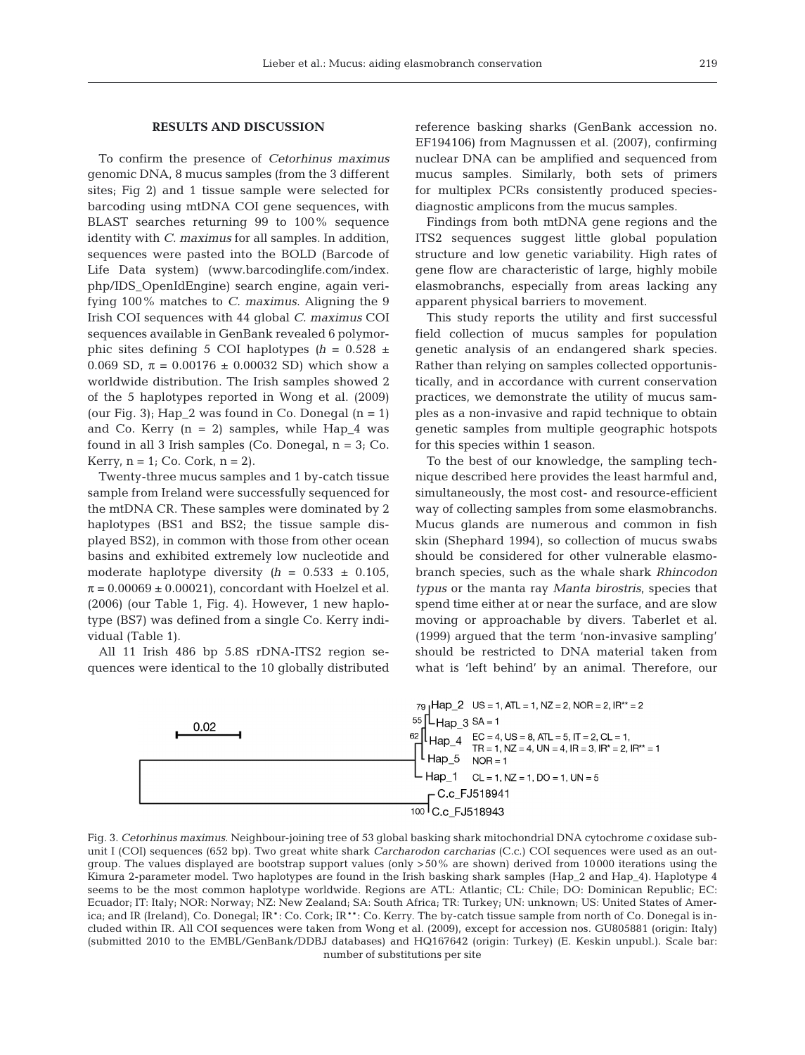## RESULTS AND DISCUSSION

To confirm the presence of *Cetorhinus maximus* genomic DNA, 8 mucus samples (from the 3 different sites; Fig 2) and 1 tissue sample were selected for barcoding using mtDNA COI gene sequences, with BLAST searches returning 99 to 100% sequence identity with *C. maximus* for all samples. In addition, sequences were pasted into the BOLD (Barcode of Life Data system) (www.barcodinglife.com/index.php/IDS_OpenIdEngine) search engine, again verifying 100% matches to *C. maximus*. Aligning the 9 Irish COI sequences with 44 global *C. maximus* COI sequences available in GenBank revealed 6 polymorphic sites defining 5 COI haplotypes ($h$ = 0.528 ± 0.069 SD, $\pi$ = 0.00176 ± 0.00032 SD) which show a worldwide distribution. The Irish samples showed 2 of the 5 haplotypes reported in Wong et al. (2009) (our Fig. 3); Hap_2 was found in Co. Donegal (n = 1) and Co. Kerry (n = 2) samples, while Hap_4 was found in all 3 Irish samples (Co. Donegal, n = 3; Co. Kerry, n = 1; Co. Cork, n = 2).

Twenty-three mucus samples and 1 by-catch tissue sample from Ireland were successfully sequenced for the mtDNA CR. These samples were dominated by 2 haplotypes (BS1 and BS2; the tissue sample displayed BS2), in common with those from other ocean basins and exhibited extremely low nucleotide and moderate haplotype diversity ($h$ = 0.533 ± 0.105, $\pi$ = 0.00069 ± 0.00021), concordant with Hoelzel et al. (2006) (our Table 1, Fig. 4). However, 1 new haplotype (BS7) was defined from a single Co. Kerry individual (Table 1).

All 11 Irish 486 bp 5.8S rDNA-ITS2 region sequences were identical to the 10 globally distributed reference basking sharks (GenBank accession no. EF194106) from Magnussen et al. (2007), confirming nuclear DNA can be amplified and sequenced from mucus samples. Similarly, both sets of primers for multiplex PCRs consistently produced species-diagnostic amplicons from the mucus samples.

Findings from both mtDNA gene regions and the ITS2 sequences suggest little global population structure and low genetic variability. High rates of gene flow are characteristic of large, highly mobile elasmobranchs, especially from areas lacking any apparent physical barriers to movement.

This study reports the utility and first successful field collection of mucus samples for population genetic analysis of an endangered shark species. Rather than relying on samples collected opportunistically, and in accordance with current conservation practices, we demonstrate the utility of mucus samples as a non-invasive and rapid technique to obtain genetic samples from multiple geographic hotspots for this species within 1 season.

To the best of our knowledge, the sampling technique described here provides the least harmful and, simultaneously, the most cost- and resource-efficient way of collecting samples from some elasmobranchs. Mucus glands are numerous and common in fish skin (Shephard 1994), so collection of mucus swabs should be considered for other vulnerable elasmobranch species, such as the whale shark *Rhincodon typus* or the manta ray *Manta birostris*, species that spend time either at or near the surface, and are slow moving or approachable by divers. Taberlet et al. (1999) argued that the term 'non-invasive sampling' should be restricted to DNA material taken from what is 'left behind' by an animal. Therefore, our

Fig. 3. *Cetorhinus maximus*. Neighbour-joining tree of 53 global basking shark mitochondrial DNA cytochrome *c* oxidase subunit I (COI) sequences (652 bp). Two great white shark *Carcharodon carcharias* (C.c.) COI sequences were used as an outgroup. The values displayed are bootstrap support values (only >50% are shown) derived from 10000 iterations using the Kimura 2-parameter model. Two haplotypes are found in the Irish basking shark samples (Hap_2 and Hap_4). Haplotype 4 seems to be the most common haplotype worldwide. Regions are ATL: Atlantic; CL: Chile; DO: Dominican Republic; EC: Ecuador; IT: Italy; NOR: Norway; NZ: New Zealand; SA: South Africa; TR: Turkey; UN: unknown; US: United States of America; and IR (Ireland), Co. Donegal; IR*: Co. Cork; IR**: Co. Kerry. The by-catch tissue sample from north of Co. Donegal is included within IR. All COI sequences were taken from Wong et al. (2009), except for accession nos. GU805881 (origin: Italy) (submitted 2010 to the EMBL/GenBank/DDBJ databases) and HQ167642 (origin: Turkey) (E. Keskin unpubl.). Scale bar: number of substitutions per site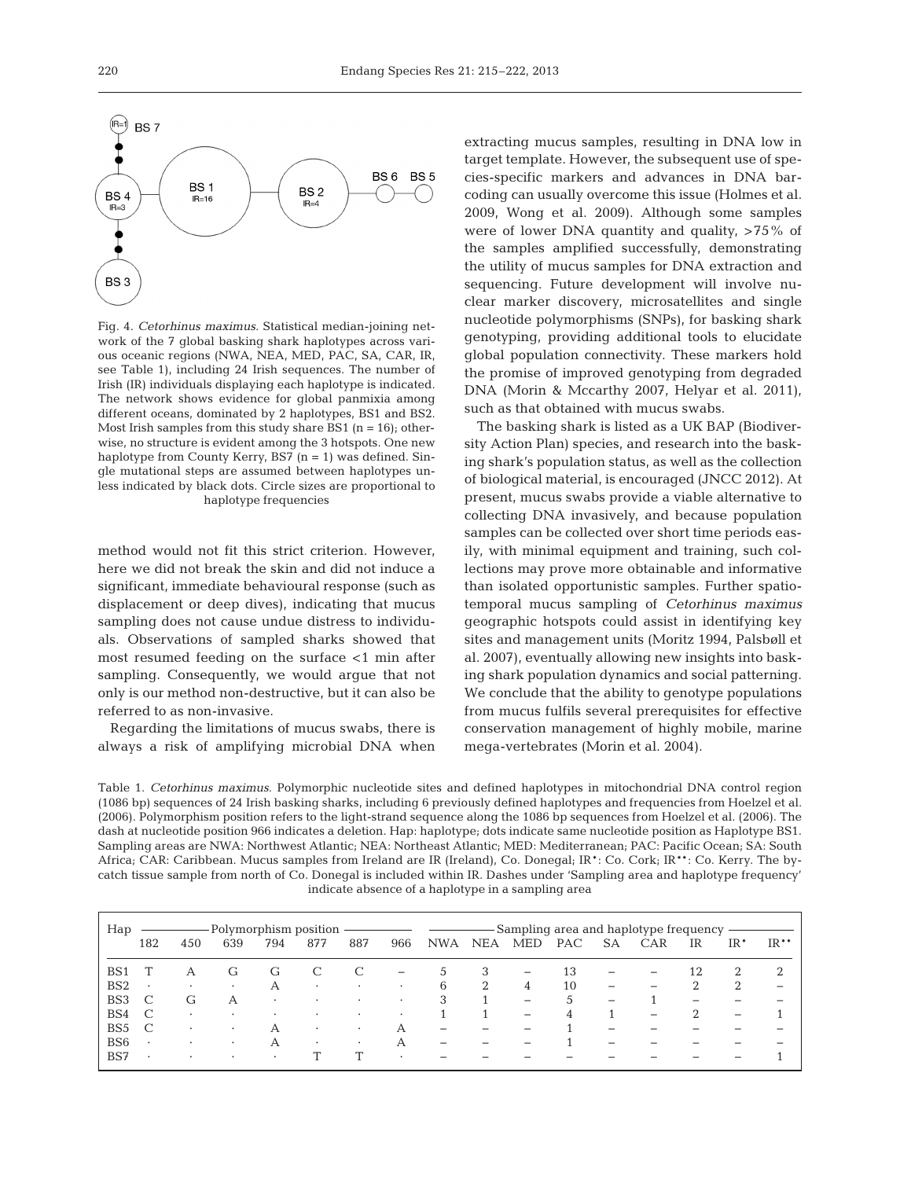Fig. 4. *Cetorhinus maximus*. Statistical median-joining network of the 7 global basking shark haplotypes across various oceanic regions (NWA, NEA, MED, PAC, SA, CAR, IR, see Table 1), including 24 Irish sequences. The number of Irish (IR) individuals displaying each haplotype is indicated. The network shows evidence for global panmixia among different oceans, dominated by 2 haplotypes, BS1 and BS2. Most Irish samples from this study share BS1 (n = 16); otherwise, no structure is evident among the 3 hotspots. One new haplotype from County Kerry, BS7 (n = 1) was defined. Single mutational steps are assumed between haplotypes unless indicated by black dots. Circle sizes are proportional to haplotype frequencies

method would not fit this strict criterion. However, here we did not break the skin and did not induce a significant, immediate behavioural response (such as displacement or deep dives), indicating that mucus sampling does not cause undue distress to individuals. Observations of sampled sharks showed that most resumed feeding on the surface <1 min after sampling. Consequently, we would argue that not only is our method non-destructive, but it can also be referred to as non-invasive.

Regarding the limitations of mucus swabs, there is always a risk of amplifying microbial DNA when extracting mucus samples, resulting in DNA low in target template. However, the subsequent use of species-specific markers and advances in DNA barcoding can usually overcome this issue (Holmes et al. 2009, Wong et al. 2009). Although some samples were of lower DNA quantity and quality, >75% of the samples amplified successfully, demonstrating the utility of mucus samples for DNA extraction and sequencing. Future development will involve nuclear marker discovery, microsatellites and single nucleotide polymorphisms (SNPs), for basking shark genotyping, providing additional tools to elucidate global population connectivity. These markers hold the promise of improved genotyping from degraded DNA (Morin & Mccarthy 2007, Helyar et al. 2011), such as that obtained with mucus swabs.

The basking shark is listed as a UK BAP (Biodiversity Action Plan) species, and research into the basking shark's population status, as well as the collection of biological material, is encouraged (JNCC 2012). At present, mucus swabs provide a viable alternative to collecting DNA invasively, and because population samples can be collected over short time periods easily, with minimal equipment and training, such collections may prove more obtainable and informative than isolated opportunistic samples. Further spatiotemporal mucus sampling of *Cetorhinus maximus* geographic hotspots could assist in identifying key sites and management units (Moritz 1994, Palsbøll et al. 2007), eventually allowing new insights into basking shark population dynamics and social patterning. We conclude that the ability to genotype populations from mucus fulfils several prerequisites for effective conservation management of highly mobile, marine mega-vertebrates (Morin et al. 2004).

Table 1. *Cetorhinus maximus*. Polymorphic nucleotide sites and defined haplotypes in mitochondrial DNA control region (1086 bp) sequences of 24 Irish basking sharks, including 6 previously defined haplotypes and frequencies from Hoelzel et al. (2006). Polymorphism position refers to the light-strand sequence along the 1086 bp sequences from Hoelzel et al. (2006). The dash at nucleotide position 966 indicates a deletion. Hap: haplotype; dots indicate same nucleotide position as Haplotype BS1. Sampling areas are NWA: Northwest Atlantic; NEA: Northeast Atlantic; MED: Mediterranean; PAC: Pacific Ocean; SA: South Africa; CAR: Caribbean. Mucus samples from Ireland are IR (Ireland), Co. Donegal; IR*: Co. Cork; IR**: Co. Kerry. The bycatch tissue sample from north of Co. Donegal is included within IR. Dashes under 'Sampling area and haplotype frequency' indicate absence of a haplotype in a sampling area

| Hap | Polymorphism position | | | | | | | Sampling area and haplotype frequency | | | | | | | | |
|---|---|---|---|---|---|---|---|---|---|---|---|---|---|---|---|---|
| | 182 | 450 | 639 | 794 | 877 | 887 | 966 | NWA | NEA | MED | PAC | SA | CAR | IR | IR* | IR** |
| BS1 | T | A | G | G | C | C | – | 5 | 3 | – | 13 | – | – | 12 | 2 | 2 |
| BS2 | · | · | · | A | · | · | · | 6 | 2 | 4 | 10 | – | – | 2 | 2 | – |
| BS3 | C | G | A | · | · | · | · | 3 | 1 | – | 5 | – | 1 | – | – | – |
| BS4 | C | · | · | · | · | · | · | 1 | 1 | – | 4 | 1 | – | 2 | – | 1 |
| BS5 | C | · | · | A | · | · | A | – | – | – | 1 | – | – | – | – | – |
| BS6 | · | · | · | A | · | · | A | – | – | – | 1 | – | – | – | – | – |
| BS7 | · | · | · | · | T | T | · | – | – | – | – | – | – | – | – | 1 |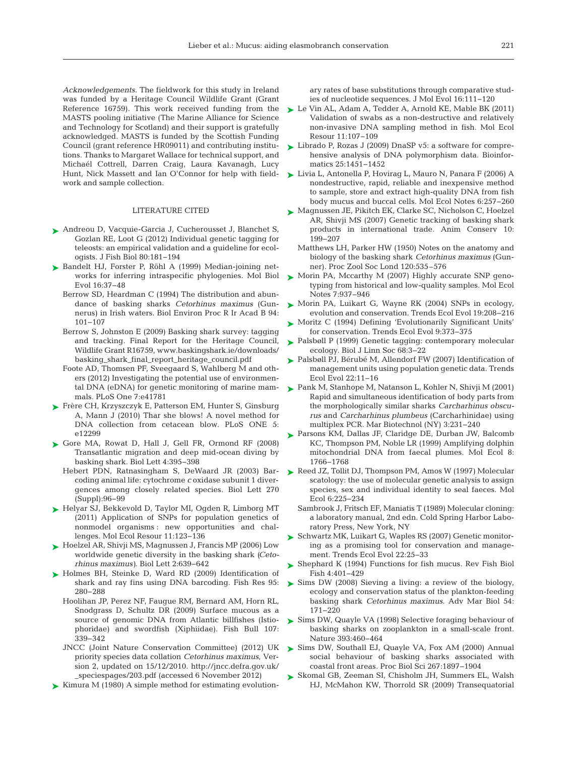*Acknowledgements.* The fieldwork for this study in Ireland was funded by a Heritage Council Wildlife Grant (Grant Reference 16759). This work received funding from the MASTS pooling initiative (The Marine Alliance for Science and Technology for Scotland) and their support is gratefully acknowledged. MASTS is funded by the Scottish Funding Council (grant reference HR09011) and contributing institutions. Thanks to Margaret Wallace for technical support, and Michaél Cottrell, Darren Craig, Laura Kavanagh, Lucy Hunt, Nick Massett and Ian O'Connor for help with fieldwork and sample collection.

## LITERATURE CITED

Andreou D, Vacquie-Garcia J, Cucherousset J, Blanchet S, Gozlan RE, Loot G (2012) Individual genetic tagging for teleosts: an empirical validation and a guideline for ecologists. J Fish Biol 80:181–194

Bandelt HJ, Forster P, Röhl A (1999) Median-joining networks for inferring intraspecific phylogenies. Mol Biol Evol 16:37–48

Berrow SD, Heardman C (1994) The distribution and abundance of basking sharks *Cetorhinus maximus* (Gunnerus) in Irish waters. Biol Environ Proc R Ir Acad B 94: 101–107

Berrow S, Johnston E (2009) Basking shark survey: tagging and tracking. Final Report for the Heritage Council, Wildlife Grant R16759, www.baskingshark.ie/downloads/basking_shark_final_report_heritage_council.pdf

Foote AD, Thomsen PF, Sveegaard S, Wahlberg M and others (2012) Investigating the potential use of environmental DNA (eDNA) for genetic monitoring of marine mammals. PLoS One 7:e41781

Frère CH, Krzyszczyk E, Patterson EM, Hunter S, Ginsburg A, Mann J (2010) Thar she blows! A novel method for DNA collection from cetacean blow. PLoS ONE 5: e12299

Gore MA, Rowat D, Hall J, Gell FR, Ormond RF (2008) Transatlantic migration and deep mid-ocean diving by basking shark. Biol Lett 4:395–398

Hebert PDN, Ratnasingham S, DeWaard JR (2003) Barcoding animal life: cytochrome *c* oxidase subunit 1 divergences among closely related species. Biol Lett 270 (Suppl):96–99

Helyar SJ, Bekkevold D, Taylor MI, Ogden R, Limborg MT (2011) Application of SNPs for population genetics of nonmodel organisms: new opportunities and challenges. Mol Ecol Resour 11:123–136

Hoelzel AR, Shivji MS, Magnussen J, Francis MP (2006) Low worldwide genetic diversity in the basking shark (*Cetorhinus maximus*). Biol Lett 2:639–642

Holmes BH, Steinke D, Ward RD (2009) Identification of shark and ray fins using DNA barcoding. Fish Res 95: 280–288

Hoolihan JP, Perez NF, Faugue RM, Bernard AM, Horn RL, Snodgrass D, Schultz DR (2009) Surface mucous as a source of genomic DNA from Atlantic billfishes (Istiophoridae) and swordfish (Xiphiidae). Fish Bull 107: 339–342

JNCC (Joint Nature Conservation Committee) (2012) UK priority species data collation *Cetorhinus maximus*, Version 2, updated on 15/12/2010. http://jncc.defra.gov.uk/_speciespages/203.pdf (accessed 6 November 2012)

Kimura M (1980) A simple method for estimating evolutionary rates of base substitutions through comparative studies of nucleotide sequences. J Mol Evol 16:111–120

Le Vin AL, Adam A, Tedder A, Arnold KE, Mable BK (2011) Validation of swabs as a non-destructive and relatively non-invasive DNA sampling method in fish. Mol Ecol Resour 11:107–109

Librado P, Rozas J (2009) DnaSP v5: a software for comprehensive analysis of DNA polymorphism data. Bioinformatics 25:1451–1452

Livia L, Antonella P, Hovirag L, Mauro N, Panara F (2006) A nondestructive, rapid, reliable and inexpensive method to sample, store and extract high-quality DNA from fish body mucus and buccal cells. Mol Ecol Notes 6:257–260

Magnussen JE, Pikitch EK, Clarke SC, Nicholson C, Hoelzel AR, Shivji MS (2007) Genetic tracking of basking shark products in international trade. Anim Conserv 10: 199–207

Matthews LH, Parker HW (1950) Notes on the anatomy and biology of the basking shark *Cetorhinus maximus* (Gunner). Proc Zool Soc Lond 120:535–576

Morin PA, Mccarthy M (2007) Highly accurate SNP genotyping from historical and low-quality samples. Mol Ecol Notes 7:937–946

Morin PA, Luikart G, Wayne RK (2004) SNPs in ecology, evolution and conservation. Trends Ecol Evol 19:208–216

Moritz C (1994) Defining 'Evolutionarily Significant Units' for conservation. Trends Ecol Evol 9:373–375

Palsbøll P (1999) Genetic tagging: contemporary molecular ecology. Biol J Linn Soc 68:3–22

Palsbøll PJ, Bérubé M, Allendorf FW (2007) Identification of management units using population genetic data. Trends Ecol Evol 22:11–16

Pank M, Stanhope M, Natanson L, Kohler N, Shivji M (2001) Rapid and simultaneous identification of body parts from the morphologically similar sharks *Carcharhinus obscurus* and *Carcharhinus plumbeus* (Carcharhinidae) using multiplex PCR. Mar Biotechnol (NY) 3:231–240

Parsons KM, Dallas JF, Claridge DE, Durban JW, Balcomb KC, Thompson PM, Noble LR (1999) Amplifying dolphin mitochondrial DNA from faecal plumes. Mol Ecol 8: 1766–1768

Reed JZ, Tollit DJ, Thompson PM, Amos W (1997) Molecular scatology: the use of molecular genetic analysis to assign species, sex and individual identity to seal faeces. Mol Ecol 6:225–234

Sambrook J, Fritsch EF, Maniatis T (1989) Molecular cloning: a laboratory manual, 2nd edn. Cold Spring Harbor Laboratory Press, New York, NY

Schwartz MK, Luikart G, Waples RS (2007) Genetic monitoring as a promising tool for conservation and management. Trends Ecol Evol 22:25–33

Shephard K (1994) Functions for fish mucus. Rev Fish Biol Fish 4:401–429

Sims DW (2008) Sieving a living: a review of the biology, ecology and conservation status of the plankton-feeding basking shark *Cetorhinus maximus*. Adv Mar Biol 54: 171–220

Sims DW, Quayle VA (1998) Selective foraging behaviour of basking sharks on zooplankton in a small-scale front. Nature 393:460–464

Sims DW, Southall EJ, Quayle VA, Fox AM (2000) Annual social behaviour of basking sharks associated with coastal front areas. Proc Biol Sci 267:1897–1904

Skomal GB, Zeeman SI, Chisholm JH, Summers EL, Walsh HJ, McMahon KW, Thorrold SR (2009) Transequatorial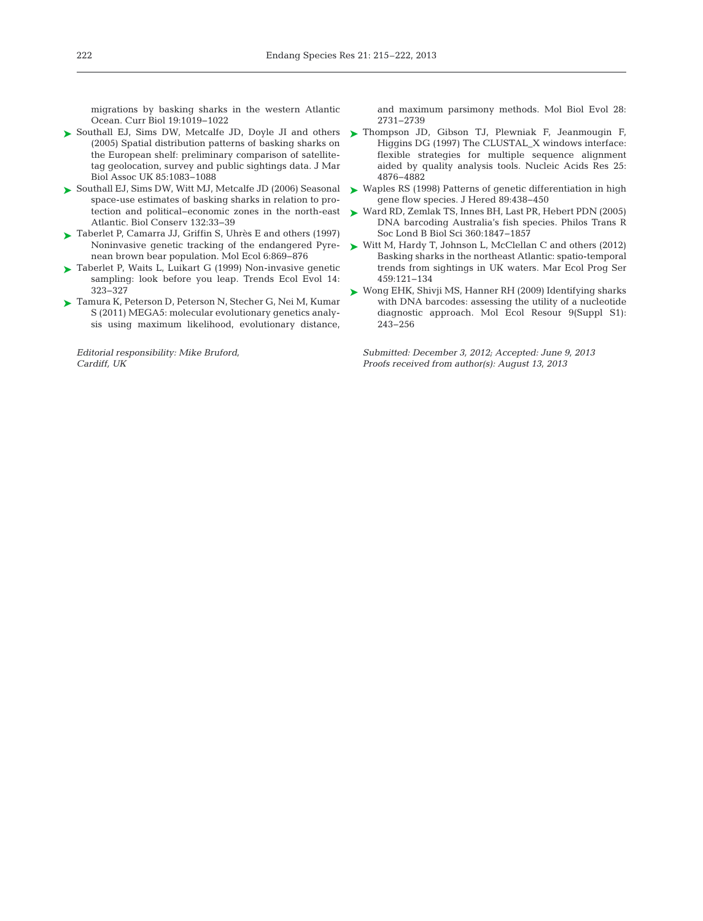migrations by basking sharks in the western Atlantic Ocean. Curr Biol 19:1019–1022

- Southall EJ, Sims DW, Metcalfe JD, Doyle JI and others (2005) Spatial distribution patterns of basking sharks on the European shelf: preliminary comparison of satellite-tag geolocation, survey and public sightings data. J Mar Biol Assoc UK 85:1083–1088
- Southall EJ, Sims DW, Witt MJ, Metcalfe JD (2006) Seasonal space-use estimates of basking sharks in relation to protection and political–economic zones in the north-east Atlantic. Biol Conserv 132:33–39
- Taberlet P, Camarra JJ, Griffin S, Uhrès E and others (1997) Noninvasive genetic tracking of the endangered Pyrenean brown bear population. Mol Ecol 6:869–876
- Taberlet P, Waits L, Luikart G (1999) Non-invasive genetic sampling: look before you leap. Trends Ecol Evol 14: 323–327
- Tamura K, Peterson D, Peterson N, Stecher G, Nei M, Kumar S (2011) MEGA5: molecular evolutionary genetics analysis using maximum likelihood, evolutionary distance, and maximum parsimony methods. Mol Biol Evol 28: 2731–2739
- Thompson JD, Gibson TJ, Plewniak F, Jeanmougin F, Higgins DG (1997) The CLUSTAL_X windows interface: flexible strategies for multiple sequence alignment aided by quality analysis tools. Nucleic Acids Res 25: 4876–4882
- Waples RS (1998) Patterns of genetic differentiation in high gene flow species. J Hered 89:438–450
- Ward RD, Zemlak TS, Innes BH, Last PR, Hebert PDN (2005) DNA barcoding Australia's fish species. Philos Trans R Soc Lond B Biol Sci 360:1847–1857
- Witt M, Hardy T, Johnson L, McClellan C and others (2012) Basking sharks in the northeast Atlantic: spatio-temporal trends from sightings in UK waters. Mar Ecol Prog Ser 459:121–134
- Wong EHK, Shivji MS, Hanner RH (2009) Identifying sharks with DNA barcodes: assessing the utility of a nucleotide diagnostic approach. Mol Ecol Resour 9(Suppl S1): 243–256

*Editorial responsibility: Mike Bruford, Cardiff, UK*

*Submitted: December 3, 2012; Accepted: June 9, 2013*
*Proofs received from author(s): August 13, 2013*